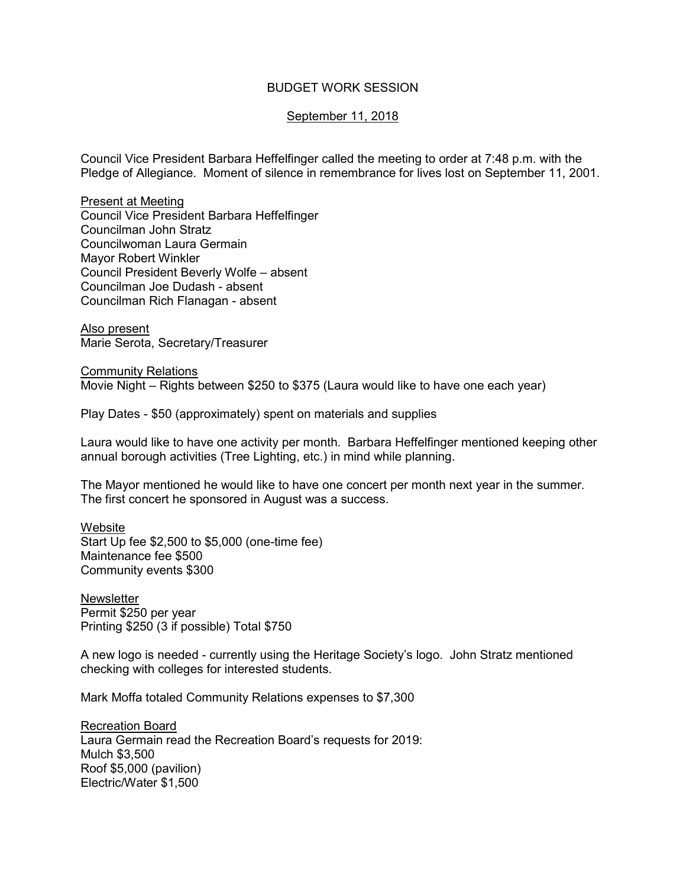# BUDGET WORK SESSION

## September 11, 2018

Council Vice President Barbara Heffelfinger called the meeting to order at 7:48 p.m. with the Pledge of Allegiance. Moment of silence in remembrance for lives lost on September 11, 2001.

**Present at Meeting**
Council Vice President Barbara Heffelfinger
Councilman John Stratz
Councilwoman Laura Germain
Mayor Robert Winkler
Council President Beverly Wolfe – absent
Councilman Joe Dudash - absent
Councilman Rich Flanagan - absent

**Also present**
Marie Serota, Secretary/Treasurer

**Community Relations**
Movie Night – Rights between $250 to $375 (Laura would like to have one each year)

Play Dates - $50 (approximately) spent on materials and supplies

Laura would like to have one activity per month. Barbara Heffelfinger mentioned keeping other annual borough activities (Tree Lighting, etc.) in mind while planning.

The Mayor mentioned he would like to have one concert per month next year in the summer. The first concert he sponsored in August was a success.

**Website**
Start Up fee $2,500 to $5,000 (one-time fee)
Maintenance fee $500
Community events $300

**Newsletter**
Permit $250 per year
Printing $250 (3 if possible) Total $750

A new logo is needed - currently using the Heritage Society's logo. John Stratz mentioned checking with colleges for interested students.

Mark Moffa totaled Community Relations expenses to $7,300

**Recreation Board**
Laura Germain read the Recreation Board's requests for 2019:
Mulch $3,500
Roof $5,000 (pavilion)
Electric/Water $1,500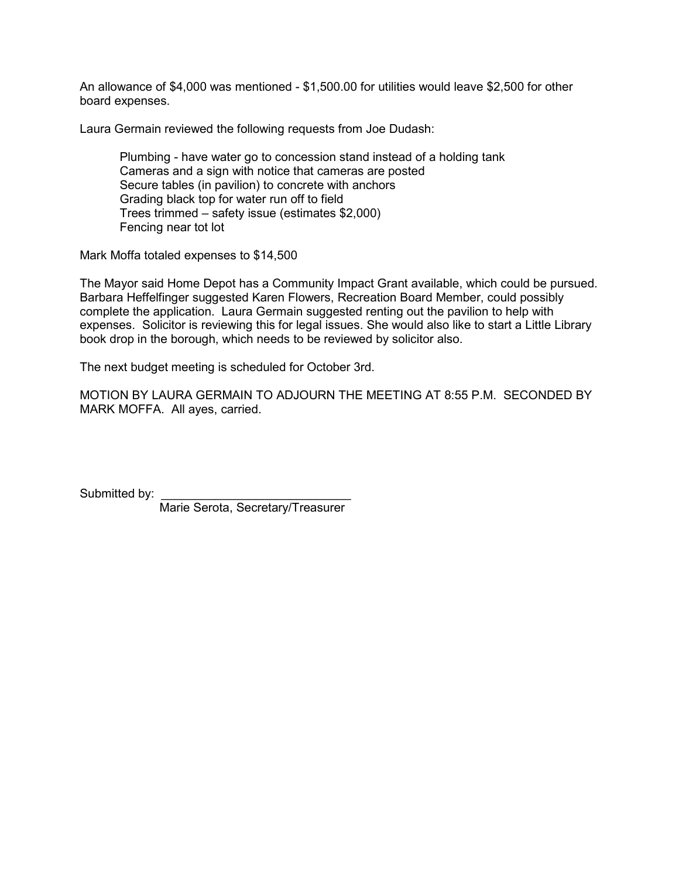An allowance of $4,000 was mentioned - $1,500.00 for utilities would leave $2,500 for other board expenses.

Laura Germain reviewed the following requests from Joe Dudash:

- Plumbing - have water go to concession stand instead of a holding tank
- Cameras and a sign with notice that cameras are posted
- Secure tables (in pavilion) to concrete with anchors
- Grading black top for water run off to field
- Trees trimmed – safety issue (estimates $2,000)
- Fencing near tot lot

Mark Moffa totaled expenses to $14,500

The Mayor said Home Depot has a Community Impact Grant available, which could be pursued. Barbara Heffelfinger suggested Karen Flowers, Recreation Board Member, could possibly complete the application. Laura Germain suggested renting out the pavilion to help with expenses. Solicitor is reviewing this for legal issues. She would also like to start a Little Library book drop in the borough, which needs to be reviewed by solicitor also.

The next budget meeting is scheduled for October 3rd.

MOTION BY LAURA GERMAIN TO ADJOURN THE MEETING AT 8:55 P.M. SECONDED BY MARK MOFFA. All ayes, carried.

Submitted by: ___________________________
Marie Serota, Secretary/Treasurer